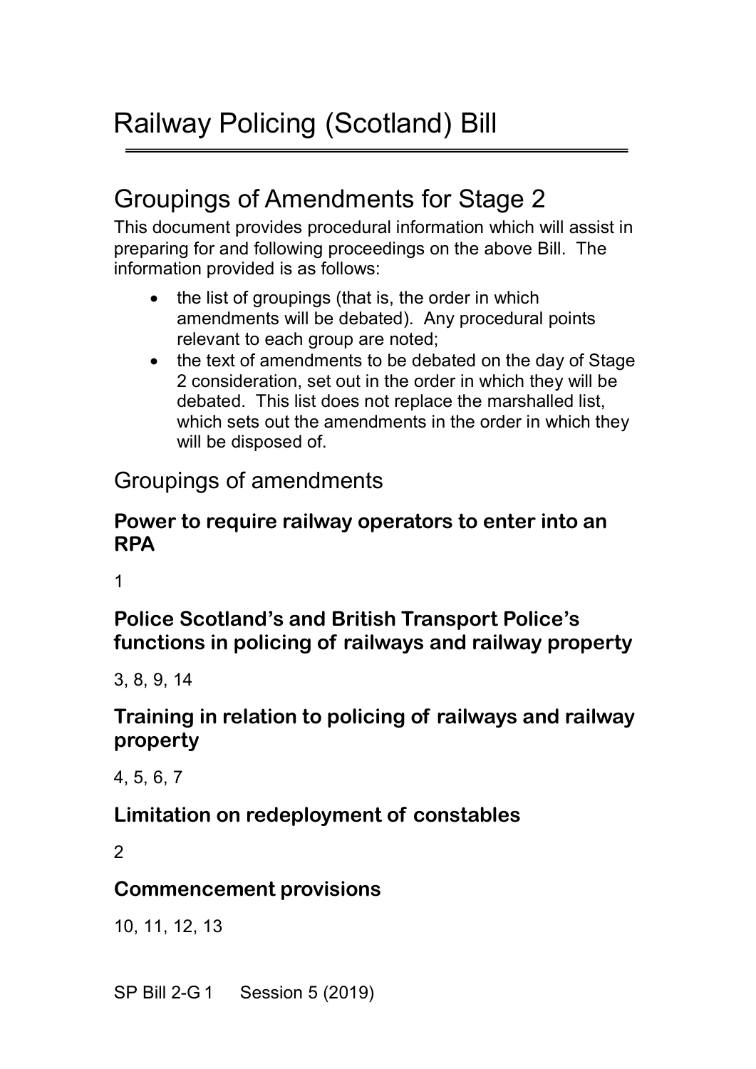# Railway Policing (Scotland) Bill

## Groupings of Amendments for Stage 2

This document provides procedural information which will assist in preparing for and following proceedings on the above Bill. The information provided is as follows:

- the list of groupings (that is, the order in which amendments will be debated). Any procedural points relevant to each group are noted;
- the text of amendments to be debated on the day of Stage 2 consideration, set out in the order in which they will be debated. This list does not replace the marshalled list, which sets out the amendments in the order in which they will be disposed of.

## Groupings of amendments

### Power to require railway operators to enter into an RPA

1

### Police Scotland's and British Transport Police's functions in policing of railways and railway property

3, 8, 9, 14

### Training in relation to policing of railways and railway property

4, 5, 6, 7

### Limitation on redeployment of constables

2

### Commencement provisions

10, 11, 12, 13

SP Bill 2-G 1 Session 5 (2019)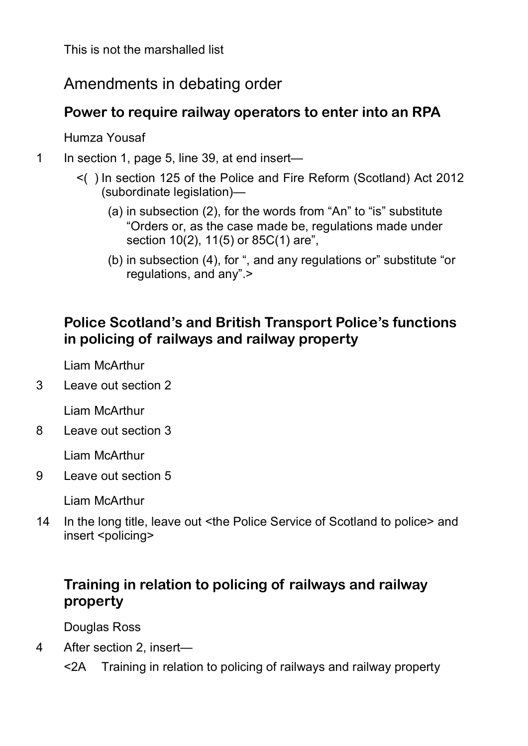This is not the marshalled list

# Amendments in debating order

## Power to require railway operators to enter into an RPA

Humza Yousaf

1 In section 1, page 5, line 39, at end insert—

<( ) In section 125 of the Police and Fire Reform (Scotland) Act 2012 (subordinate legislation)—

(a) in subsection (2), for the words from "An" to "is" substitute "Orders or, as the case made be, regulations made under section 10(2), 11(5) or 85C(1) are",

(b) in subsection (4), for ", and any regulations or" substitute "or regulations, and any".>

## Police Scotland's and British Transport Police's functions in policing of railways and railway property

Liam McArthur

3 Leave out section 2

Liam McArthur

8 Leave out section 3

Liam McArthur

9 Leave out section 5

Liam McArthur

14 In the long title, leave out <the Police Service of Scotland to police> and insert <policing>

## Training in relation to policing of railways and railway property

Douglas Ross

4 After section 2, insert—

<2A Training in relation to policing of railways and railway property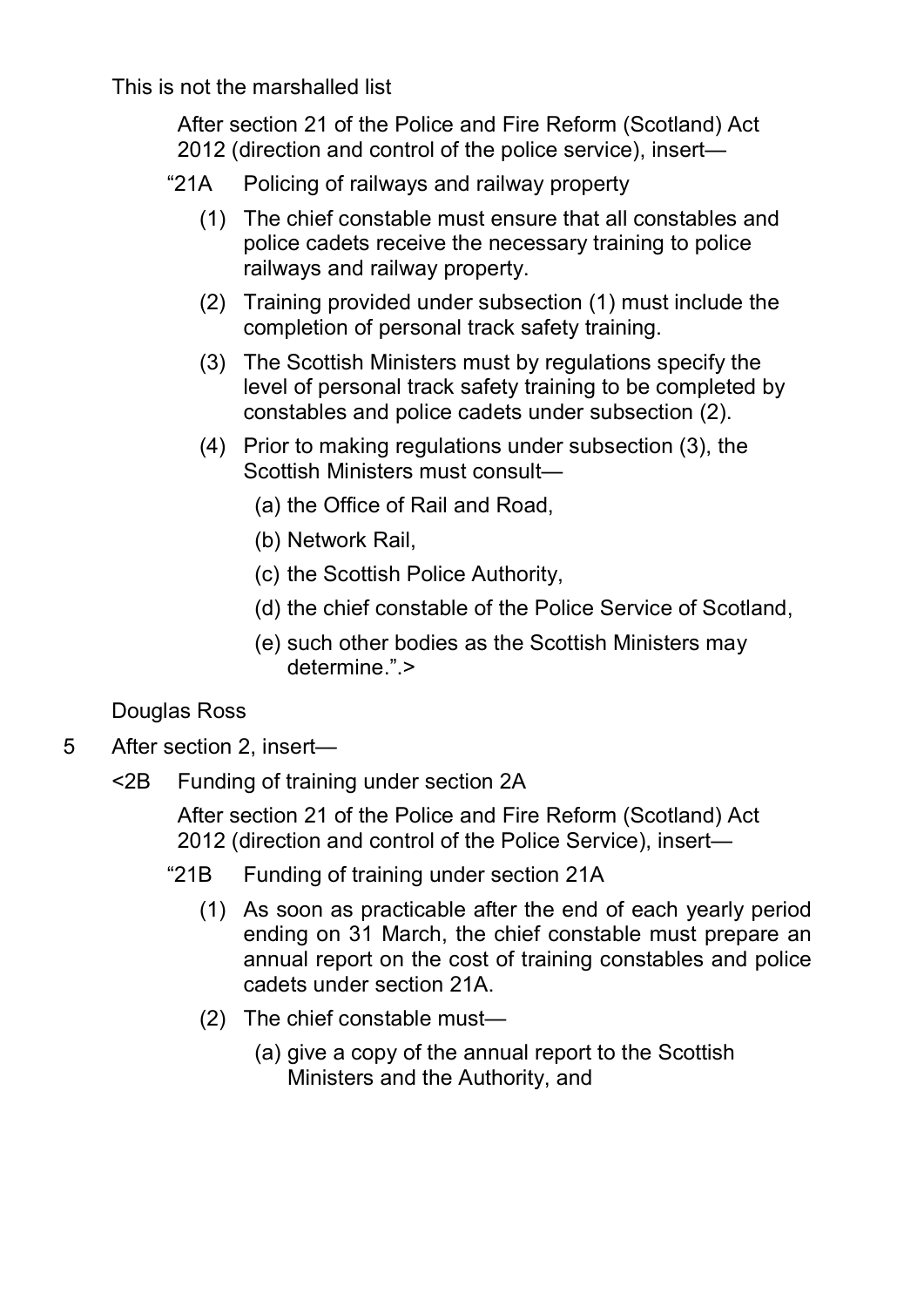This is not the marshalled list

After section 21 of the Police and Fire Reform (Scotland) Act 2012 (direction and control of the police service), insert—

"21A Policing of railways and railway property

(1) The chief constable must ensure that all constables and police cadets receive the necessary training to police railways and railway property.

(2) Training provided under subsection (1) must include the completion of personal track safety training.

(3) The Scottish Ministers must by regulations specify the level of personal track safety training to be completed by constables and police cadets under subsection (2).

(4) Prior to making regulations under subsection (3), the Scottish Ministers must consult—

(a) the Office of Rail and Road,

(b) Network Rail,

(c) the Scottish Police Authority,

(d) the chief constable of the Police Service of Scotland,

(e) such other bodies as the Scottish Ministers may determine.".>

Douglas Ross

5 After section 2, insert—

<2B Funding of training under section 2A

After section 21 of the Police and Fire Reform (Scotland) Act 2012 (direction and control of the Police Service), insert—

"21B Funding of training under section 21A

(1) As soon as practicable after the end of each yearly period ending on 31 March, the chief constable must prepare an annual report on the cost of training constables and police cadets under section 21A.

(2) The chief constable must—

(a) give a copy of the annual report to the Scottish Ministers and the Authority, and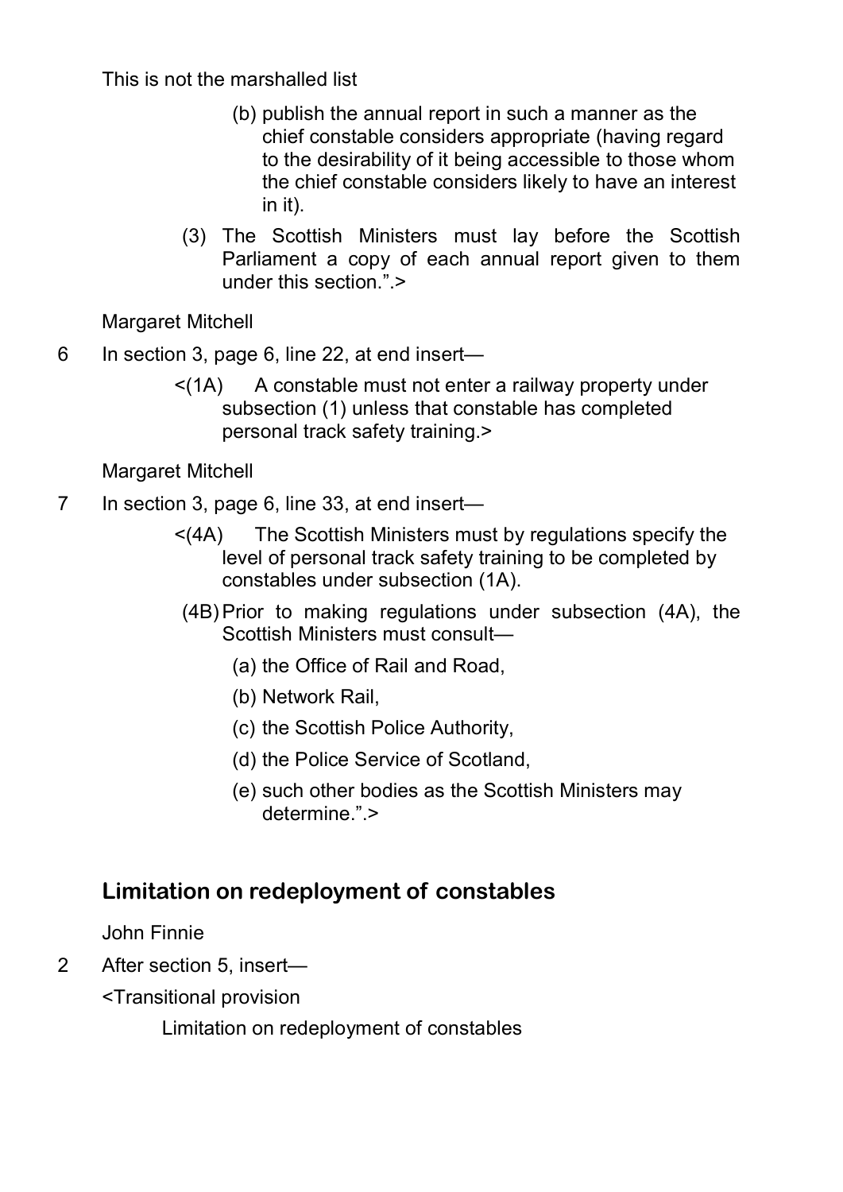This is not the marshalled list

(b) publish the annual report in such a manner as the chief constable considers appropriate (having regard to the desirability of it being accessible to those whom the chief constable considers likely to have an interest in it).

(3) The Scottish Ministers must lay before the Scottish Parliament a copy of each annual report given to them under this section.”.>

Margaret Mitchell

6 In section 3, page 6, line 22, at end insert—

<(1A) A constable must not enter a railway property under subsection (1) unless that constable has completed personal track safety training.>

Margaret Mitchell

7 In section 3, page 6, line 33, at end insert—

<(4A) The Scottish Ministers must by regulations specify the level of personal track safety training to be completed by constables under subsection (1A).

(4B) Prior to making regulations under subsection (4A), the Scottish Ministers must consult—

(a) the Office of Rail and Road,

(b) Network Rail,

(c) the Scottish Police Authority,

(d) the Police Service of Scotland,

(e) such other bodies as the Scottish Ministers may determine.”.>

## Limitation on redeployment of constables

John Finnie

2 After section 5, insert—

<Transitional provision

Limitation on redeployment of constables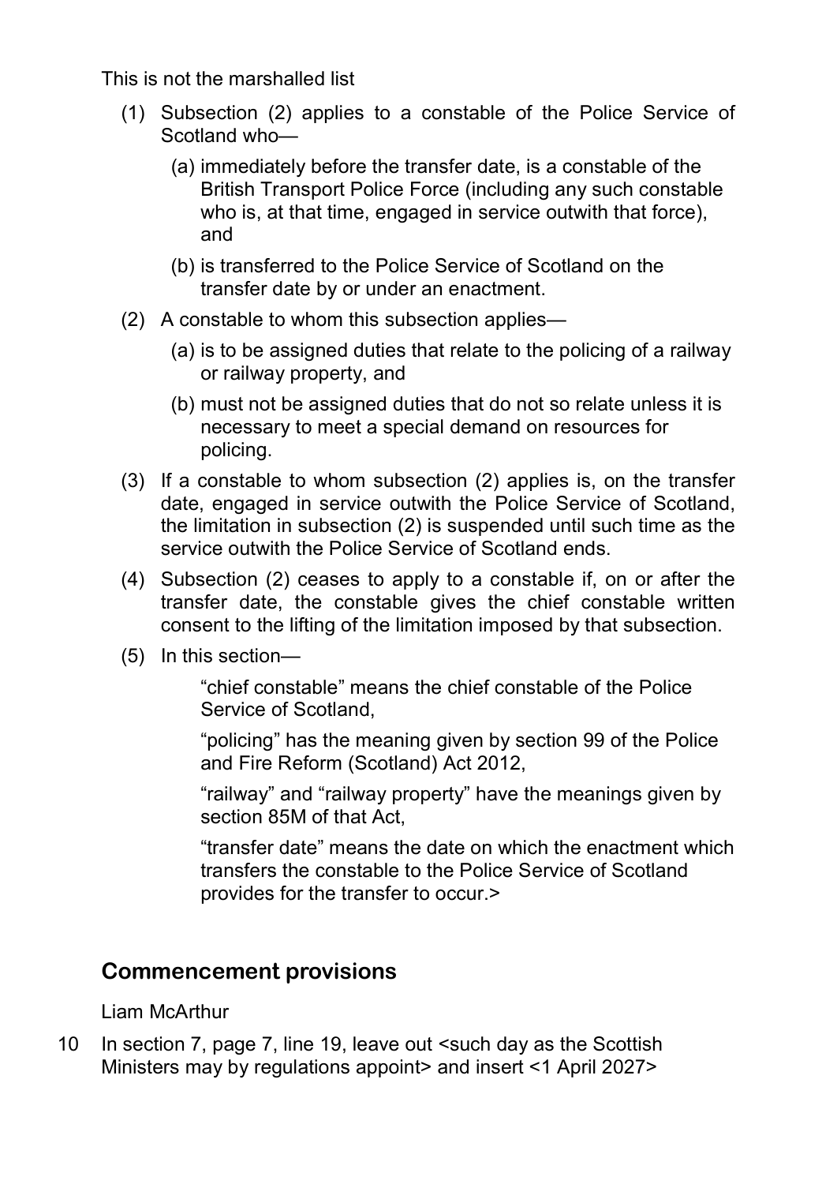This is not the marshalled list

(1) Subsection (2) applies to a constable of the Police Service of Scotland who—

(a) immediately before the transfer date, is a constable of the British Transport Police Force (including any such constable who is, at that time, engaged in service outwith that force), and

(b) is transferred to the Police Service of Scotland on the transfer date by or under an enactment.

(2) A constable to whom this subsection applies—

(a) is to be assigned duties that relate to the policing of a railway or railway property, and

(b) must not be assigned duties that do not so relate unless it is necessary to meet a special demand on resources for policing.

(3) If a constable to whom subsection (2) applies is, on the transfer date, engaged in service outwith the Police Service of Scotland, the limitation in subsection (2) is suspended until such time as the service outwith the Police Service of Scotland ends.

(4) Subsection (2) ceases to apply to a constable if, on or after the transfer date, the constable gives the chief constable written consent to the lifting of the limitation imposed by that subsection.

(5) In this section—

"chief constable" means the chief constable of the Police Service of Scotland,

"policing" has the meaning given by section 99 of the Police and Fire Reform (Scotland) Act 2012,

"railway" and "railway property" have the meanings given by section 85M of that Act,

"transfer date" means the date on which the enactment which transfers the constable to the Police Service of Scotland provides for the transfer to occur.>

## Commencement provisions

Liam McArthur

10 In section 7, page 7, line 19, leave out <such day as the Scottish Ministers may by regulations appoint> and insert <1 April 2027>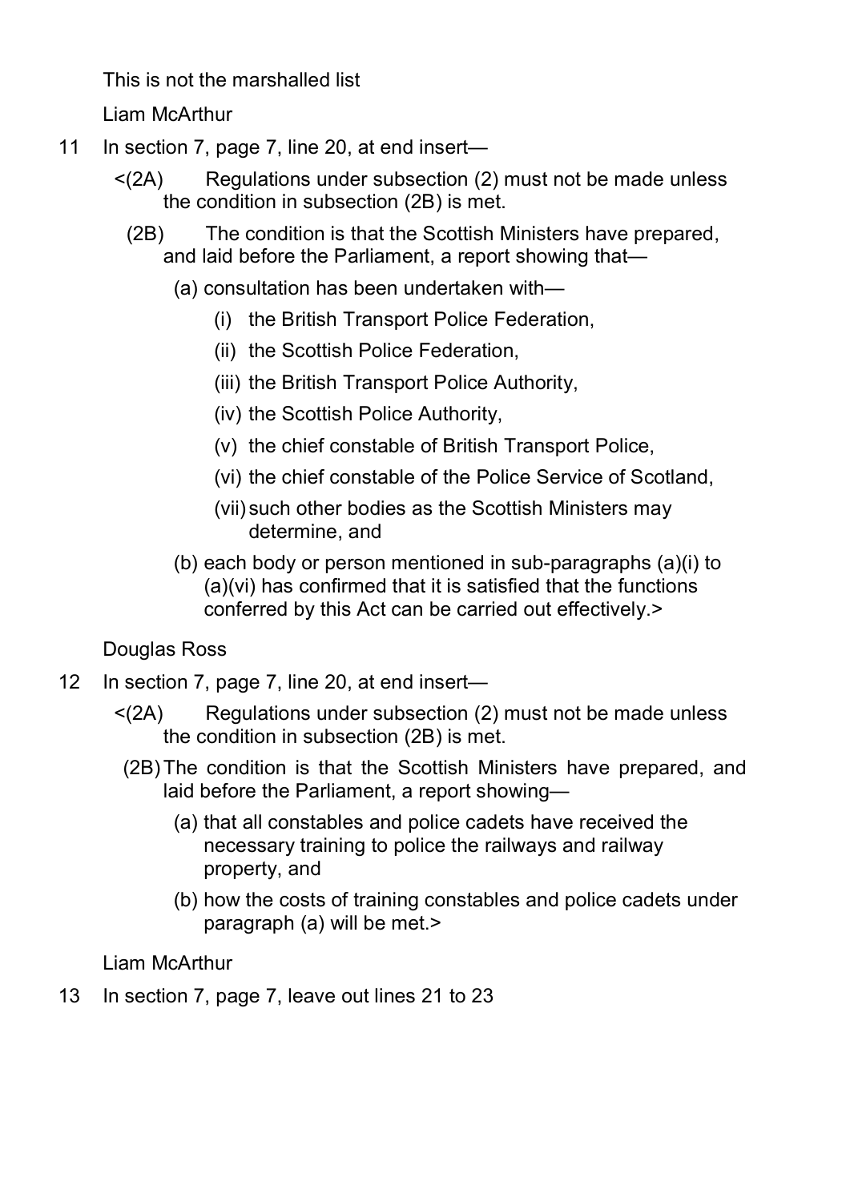This is not the marshalled list

Liam McArthur

11 In section 7, page 7, line 20, at end insert—

<(2A) Regulations under subsection (2) must not be made unless the condition in subsection (2B) is met.

(2B) The condition is that the Scottish Ministers have prepared, and laid before the Parliament, a report showing that—

(a) consultation has been undertaken with—

(i) the British Transport Police Federation,

(ii) the Scottish Police Federation,

(iii) the British Transport Police Authority,

(iv) the Scottish Police Authority,

(v) the chief constable of British Transport Police,

(vi) the chief constable of the Police Service of Scotland,

(vii) such other bodies as the Scottish Ministers may determine, and

(b) each body or person mentioned in sub-paragraphs (a)(i) to (a)(vi) has confirmed that it is satisfied that the functions conferred by this Act can be carried out effectively.>

Douglas Ross

12 In section 7, page 7, line 20, at end insert—

<(2A) Regulations under subsection (2) must not be made unless the condition in subsection (2B) is met.

(2B) The condition is that the Scottish Ministers have prepared, and laid before the Parliament, a report showing—

(a) that all constables and police cadets have received the necessary training to police the railways and railway property, and

(b) how the costs of training constables and police cadets under paragraph (a) will be met.>

Liam McArthur

13 In section 7, page 7, leave out lines 21 to 23